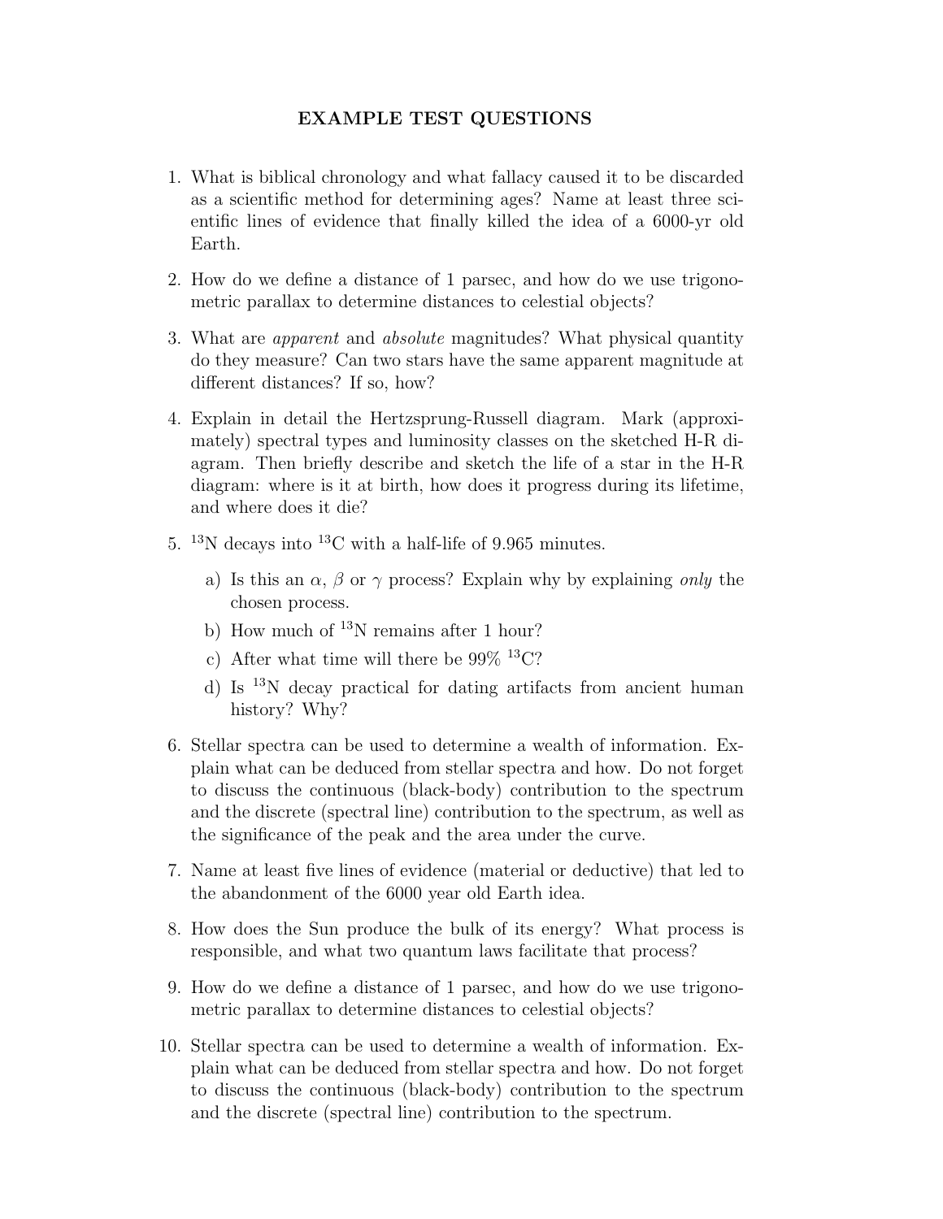# EXAMPLE TEST QUESTIONS

1. What is biblical chronology and what fallacy caused it to be discarded as a scientific method for determining ages? Name at least three scientific lines of evidence that finally killed the idea of a 6000-yr old Earth.

2. How do we define a distance of 1 parsec, and how do we use trigonometric parallax to determine distances to celestial objects?

3. What are *apparent* and *absolute* magnitudes? What physical quantity do they measure? Can two stars have the same apparent magnitude at different distances? If so, how?

4. Explain in detail the Hertzsprung-Russell diagram. Mark (approximately) spectral types and luminosity classes on the sketched H-R diagram. Then briefly describe and sketch the life of a star in the H-R diagram: where is it at birth, how does it progress during its lifetime, and where does it die?

5. $^{13}N$ decays into $^{13}C$ with a half-life of 9.965 minutes.

   a) Is this an $\alpha$, $\beta$ or $\gamma$ process? Explain why by explaining *only* the chosen process.

   b) How much of $^{13}N$ remains after 1 hour?

   c) After what time will there be 99% $^{13}C$?

   d) Is $^{13}N$ decay practical for dating artifacts from ancient human history? Why?

6. Stellar spectra can be used to determine a wealth of information. Explain what can be deduced from stellar spectra and how. Do not forget to discuss the continuous (black-body) contribution to the spectrum and the discrete (spectral line) contribution to the spectrum, as well as the significance of the peak and the area under the curve.

7. Name at least five lines of evidence (material or deductive) that led to the abandonment of the 6000 year old Earth idea.

8. How does the Sun produce the bulk of its energy? What process is responsible, and what two quantum laws facilitate that process?

9. How do we define a distance of 1 parsec, and how do we use trigonometric parallax to determine distances to celestial objects?

10. Stellar spectra can be used to determine a wealth of information. Explain what can be deduced from stellar spectra and how. Do not forget to discuss the continuous (black-body) contribution to the spectrum and the discrete (spectral line) contribution to the spectrum.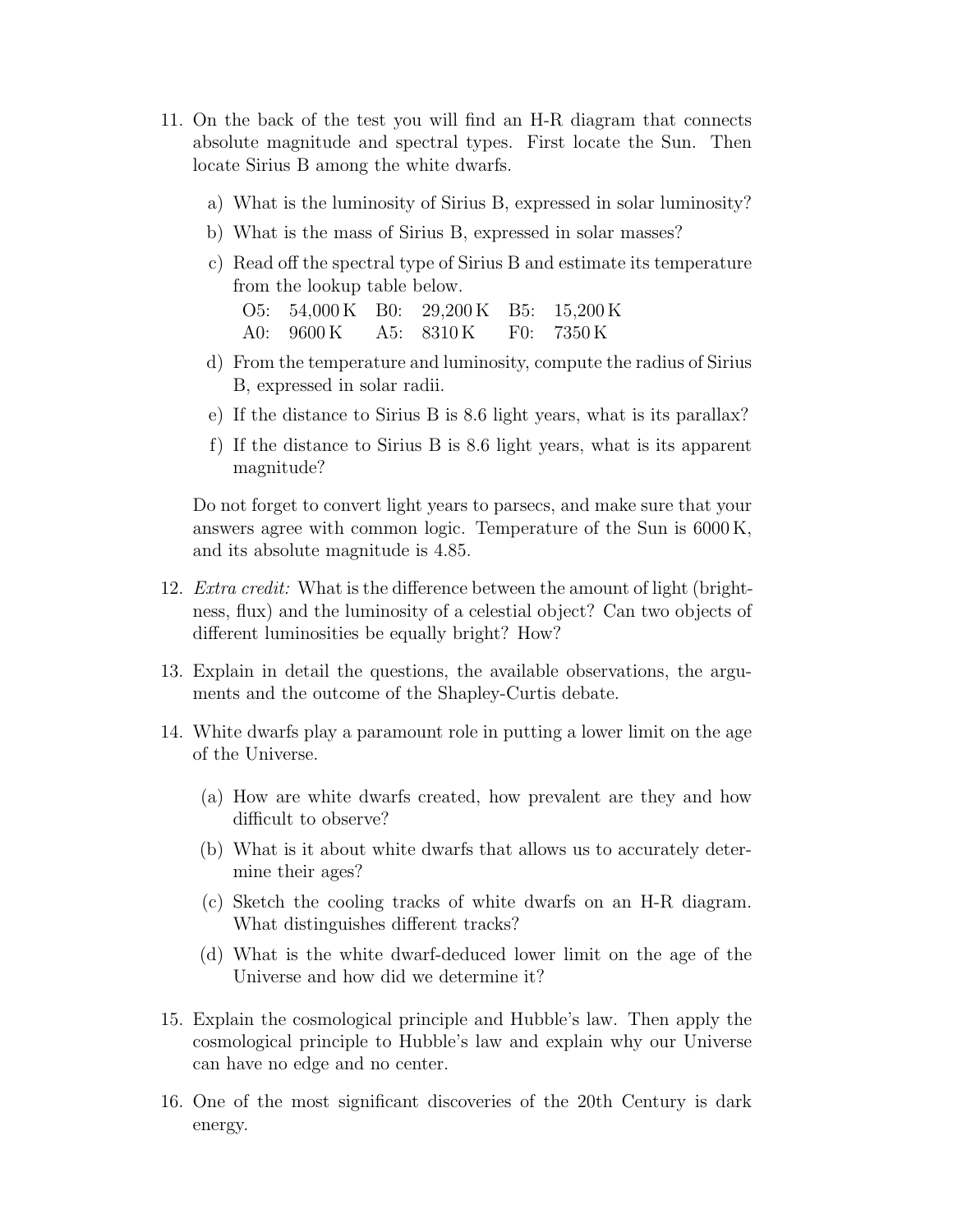11. On the back of the test you will find an H-R diagram that connects absolute magnitude and spectral types. First locate the Sun. Then locate Sirius B among the white dwarfs.

    a) What is the luminosity of Sirius B, expressed in solar luminosity?

    b) What is the mass of Sirius B, expressed in solar masses?

    c) Read off the spectral type of Sirius B and estimate its temperature from the lookup table below.

    | | | | | | |
    |---|---|---|---|---|---|
    | O5: | 54,000 K | B0: | 29,200 K | B5: | 15,200 K |
    | A0: | 9600 K | A5: | 8310 K | F0: | 7350 K |

    d) From the temperature and luminosity, compute the radius of Sirius B, expressed in solar radii.

    e) If the distance to Sirius B is 8.6 light years, what is its parallax?

    f) If the distance to Sirius B is 8.6 light years, what is its apparent magnitude?

    Do not forget to convert light years to parsecs, and make sure that your answers agree with common logic. Temperature of the Sun is 6000 K, and its absolute magnitude is 4.85.

12. *Extra credit:* What is the difference between the amount of light (brightness, flux) and the luminosity of a celestial object? Can two objects of different luminosities be equally bright? How?

13. Explain in detail the questions, the available observations, the arguments and the outcome of the Shapley-Curtis debate.

14. White dwarfs play a paramount role in putting a lower limit on the age of the Universe.

    (a) How are white dwarfs created, how prevalent are they and how difficult to observe?

    (b) What is it about white dwarfs that allows us to accurately determine their ages?

    (c) Sketch the cooling tracks of white dwarfs on an H-R diagram. What distinguishes different tracks?

    (d) What is the white dwarf-deduced lower limit on the age of the Universe and how did we determine it?

15. Explain the cosmological principle and Hubble's law. Then apply the cosmological principle to Hubble's law and explain why our Universe can have no edge and no center.

16. One of the most significant discoveries of the 20th Century is dark energy.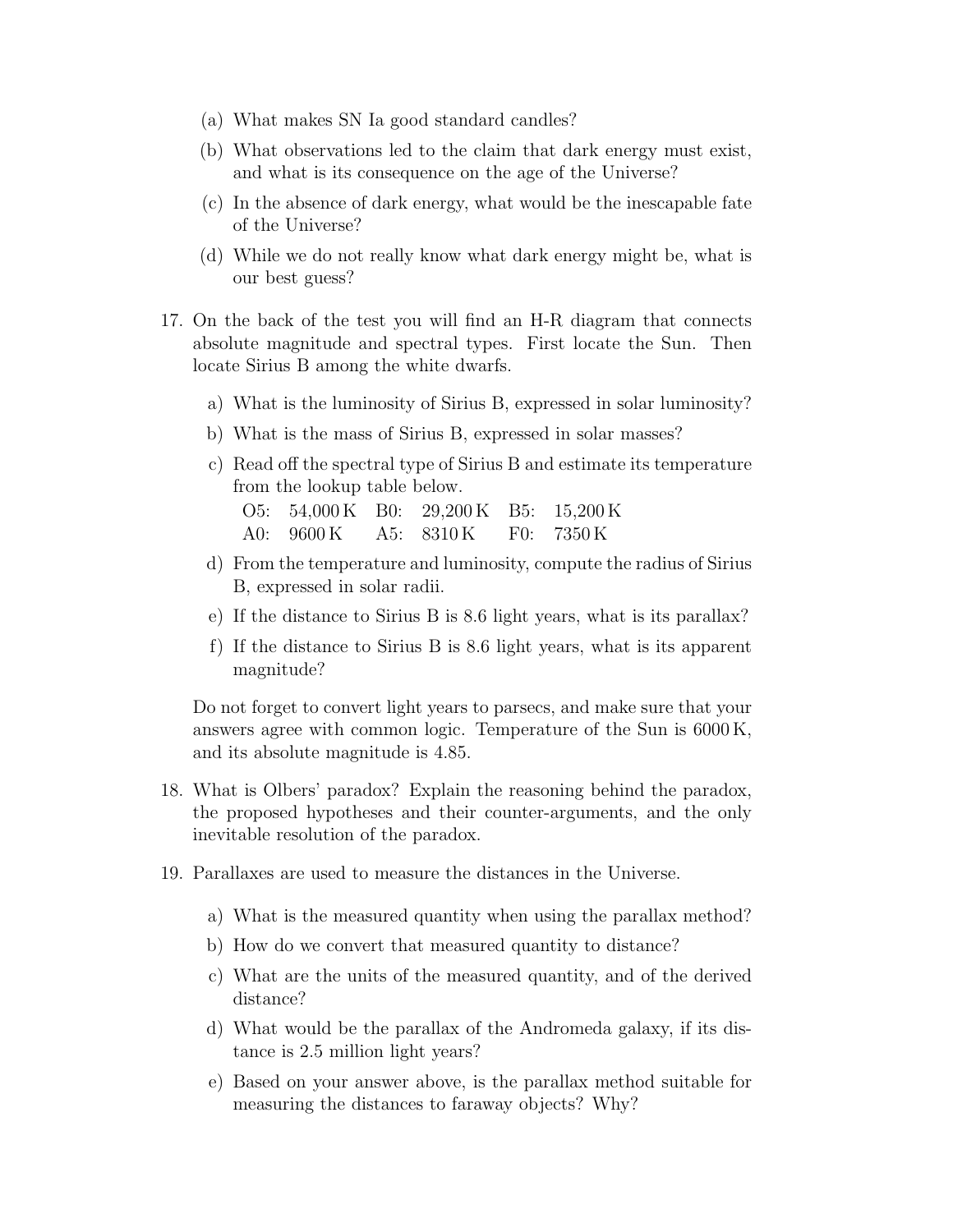(a) What makes SN Ia good standard candles?

(b) What observations led to the claim that dark energy must exist, and what is its consequence on the age of the Universe?

(c) In the absence of dark energy, what would be the inescapable fate of the Universe?

(d) While we do not really know what dark energy might be, what is our best guess?

17. On the back of the test you will find an H-R diagram that connects absolute magnitude and spectral types. First locate the Sun. Then locate Sirius B among the white dwarfs.

    a) What is the luminosity of Sirius B, expressed in solar luminosity?

    b) What is the mass of Sirius B, expressed in solar masses?

    c) Read off the spectral type of Sirius B and estimate its temperature from the lookup table below.

    | | | | | | |
    |---|---|---|---|---|---|
    | O5: | 54,000 K | B0: | 29,200 K | B5: | 15,200 K |
    | A0: | 9600 K | A5: | 8310 K | F0: | 7350 K |

    d) From the temperature and luminosity, compute the radius of Sirius B, expressed in solar radii.

    e) If the distance to Sirius B is 8.6 light years, what is its parallax?

    f) If the distance to Sirius B is 8.6 light years, what is its apparent magnitude?

    Do not forget to convert light years to parsecs, and make sure that your answers agree with common logic. Temperature of the Sun is 6000 K, and its absolute magnitude is 4.85.

18. What is Olbers' paradox? Explain the reasoning behind the paradox, the proposed hypotheses and their counter-arguments, and the only inevitable resolution of the paradox.

19. Parallaxes are used to measure the distances in the Universe.

    a) What is the measured quantity when using the parallax method?

    b) How do we convert that measured quantity to distance?

    c) What are the units of the measured quantity, and of the derived distance?

    d) What would be the parallax of the Andromeda galaxy, if its distance is 2.5 million light years?

    e) Based on your answer above, is the parallax method suitable for measuring the distances to faraway objects? Why?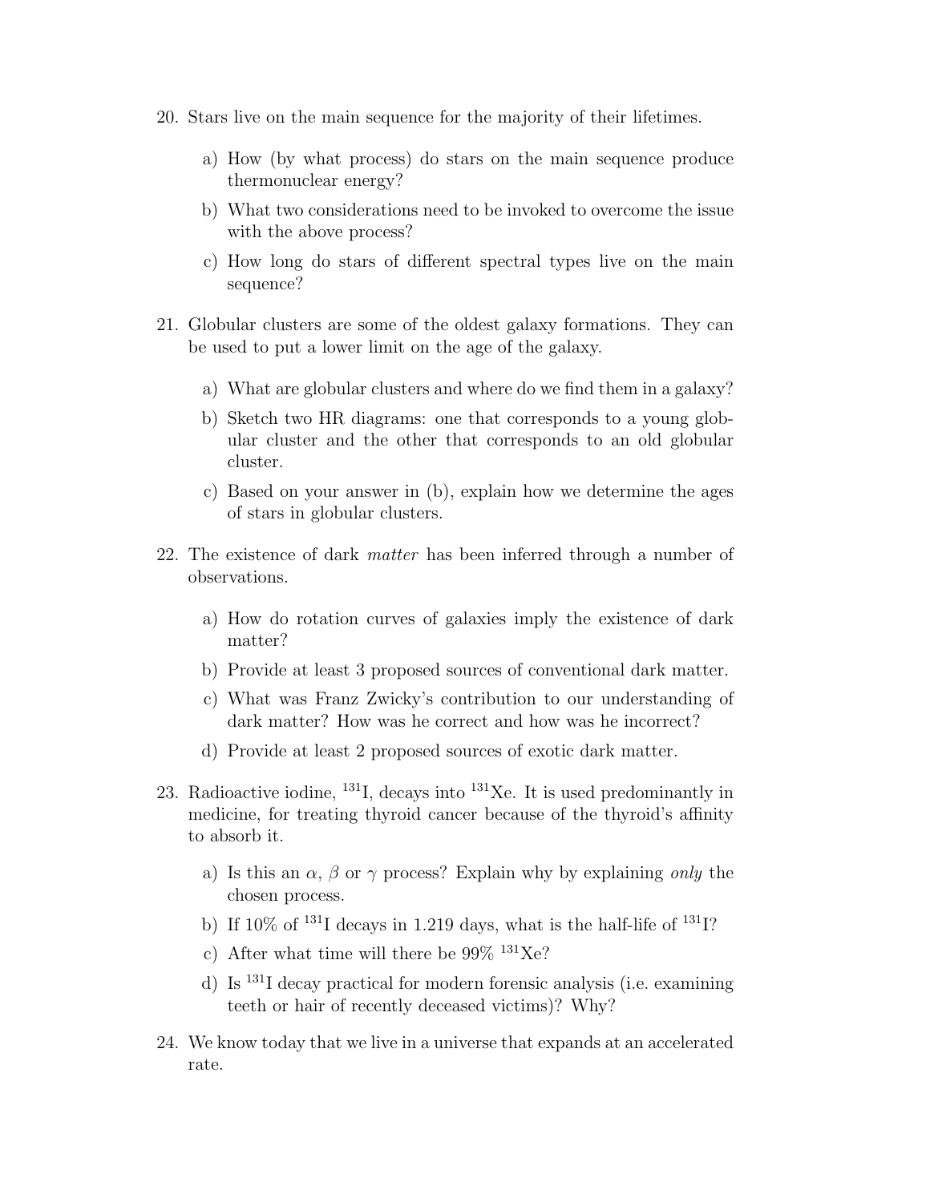20. Stars live on the main sequence for the majority of their lifetimes.

    a) How (by what process) do stars on the main sequence produce thermonuclear energy?

    b) What two considerations need to be invoked to overcome the issue with the above process?

    c) How long do stars of different spectral types live on the main sequence?

21. Globular clusters are some of the oldest galaxy formations. They can be used to put a lower limit on the age of the galaxy.

    a) What are globular clusters and where do we find them in a galaxy?

    b) Sketch two HR diagrams: one that corresponds to a young globular cluster and the other that corresponds to an old globular cluster.

    c) Based on your answer in (b), explain how we determine the ages of stars in globular clusters.

22. The existence of dark *matter* has been inferred through a number of observations.

    a) How do rotation curves of galaxies imply the existence of dark matter?

    b) Provide at least 3 proposed sources of conventional dark matter.

    c) What was Franz Zwicky's contribution to our understanding of dark matter? How was he correct and how was he incorrect?

    d) Provide at least 2 proposed sources of exotic dark matter.

23. Radioactive iodine, $^{131}$I, decays into $^{131}$Xe. It is used predominantly in medicine, for treating thyroid cancer because of the thyroid's affinity to absorb it.

    a) Is this an $\alpha$, $\beta$ or $\gamma$ process? Explain why by explaining *only* the chosen process.

    b) If 10% of $^{131}$I decays in 1.219 days, what is the half-life of $^{131}$I?

    c) After what time will there be 99% $^{131}$Xe?

    d) Is $^{131}$I decay practical for modern forensic analysis (i.e. examining teeth or hair of recently deceased victims)? Why?

24. We know today that we live in a universe that expands at an accelerated rate.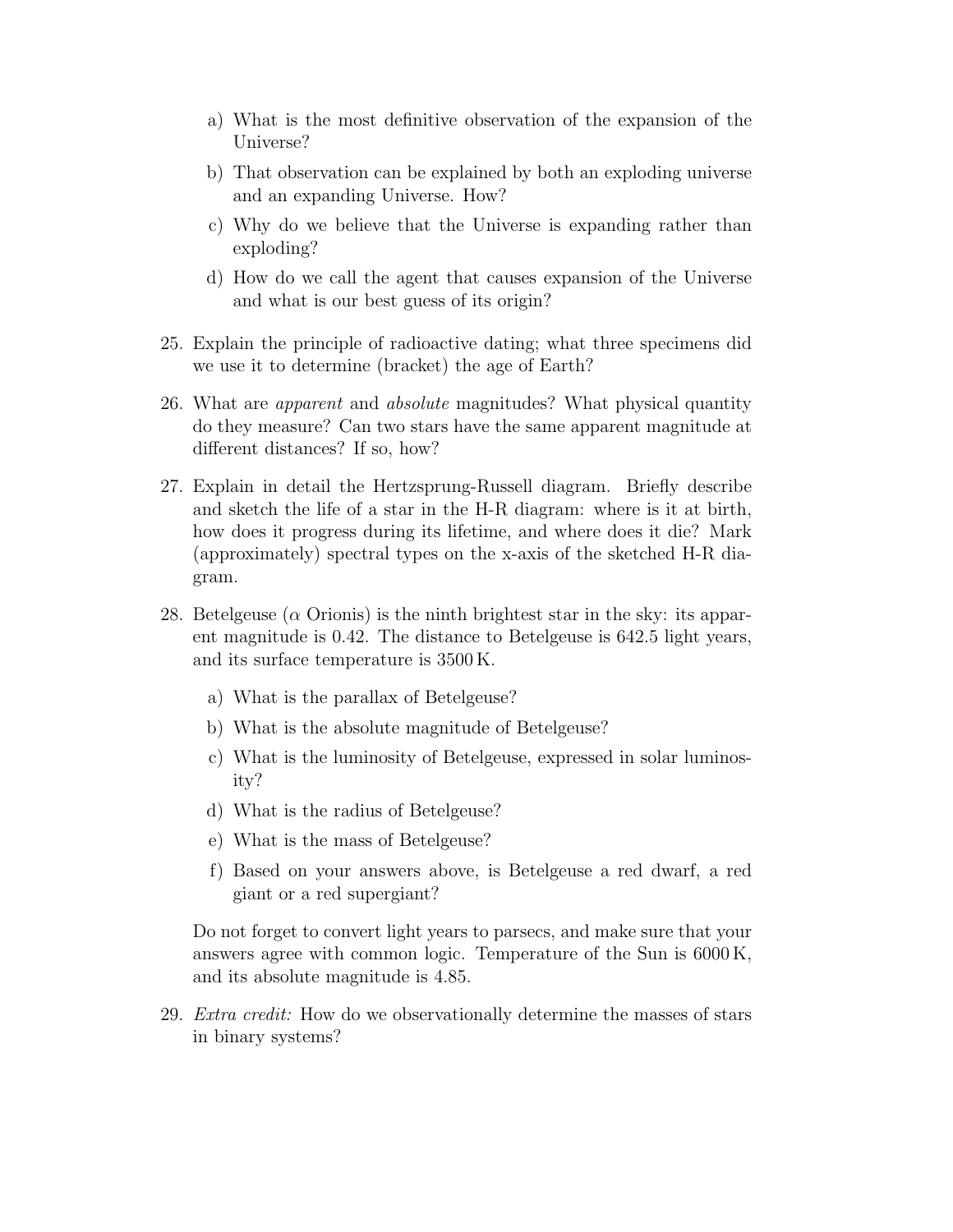a) What is the most definitive observation of the expansion of the Universe?

b) That observation can be explained by both an exploding universe and an expanding Universe. How?

c) Why do we believe that the Universe is expanding rather than exploding?

d) How do we call the agent that causes expansion of the Universe and what is our best guess of its origin?

25. Explain the principle of radioactive dating; what three specimens did we use it to determine (bracket) the age of Earth?

26. What are *apparent* and *absolute* magnitudes? What physical quantity do they measure? Can two stars have the same apparent magnitude at different distances? If so, how?

27. Explain in detail the Hertzsprung-Russell diagram. Briefly describe and sketch the life of a star in the H-R diagram: where is it at birth, how does it progress during its lifetime, and where does it die? Mark (approximately) spectral types on the x-axis of the sketched H-R diagram.

28. Betelgeuse ($\alpha$ Orionis) is the ninth brightest star in the sky: its apparent magnitude is 0.42. The distance to Betelgeuse is 642.5 light years, and its surface temperature is 3500 K.

    a) What is the parallax of Betelgeuse?

    b) What is the absolute magnitude of Betelgeuse?

    c) What is the luminosity of Betelgeuse, expressed in solar luminosity?

    d) What is the radius of Betelgeuse?

    e) What is the mass of Betelgeuse?

    f) Based on your answers above, is Betelgeuse a red dwarf, a red giant or a red supergiant?

    Do not forget to convert light years to parsecs, and make sure that your answers agree with common logic. Temperature of the Sun is 6000 K, and its absolute magnitude is 4.85.

29. *Extra credit:* How do we observationally determine the masses of stars in binary systems?